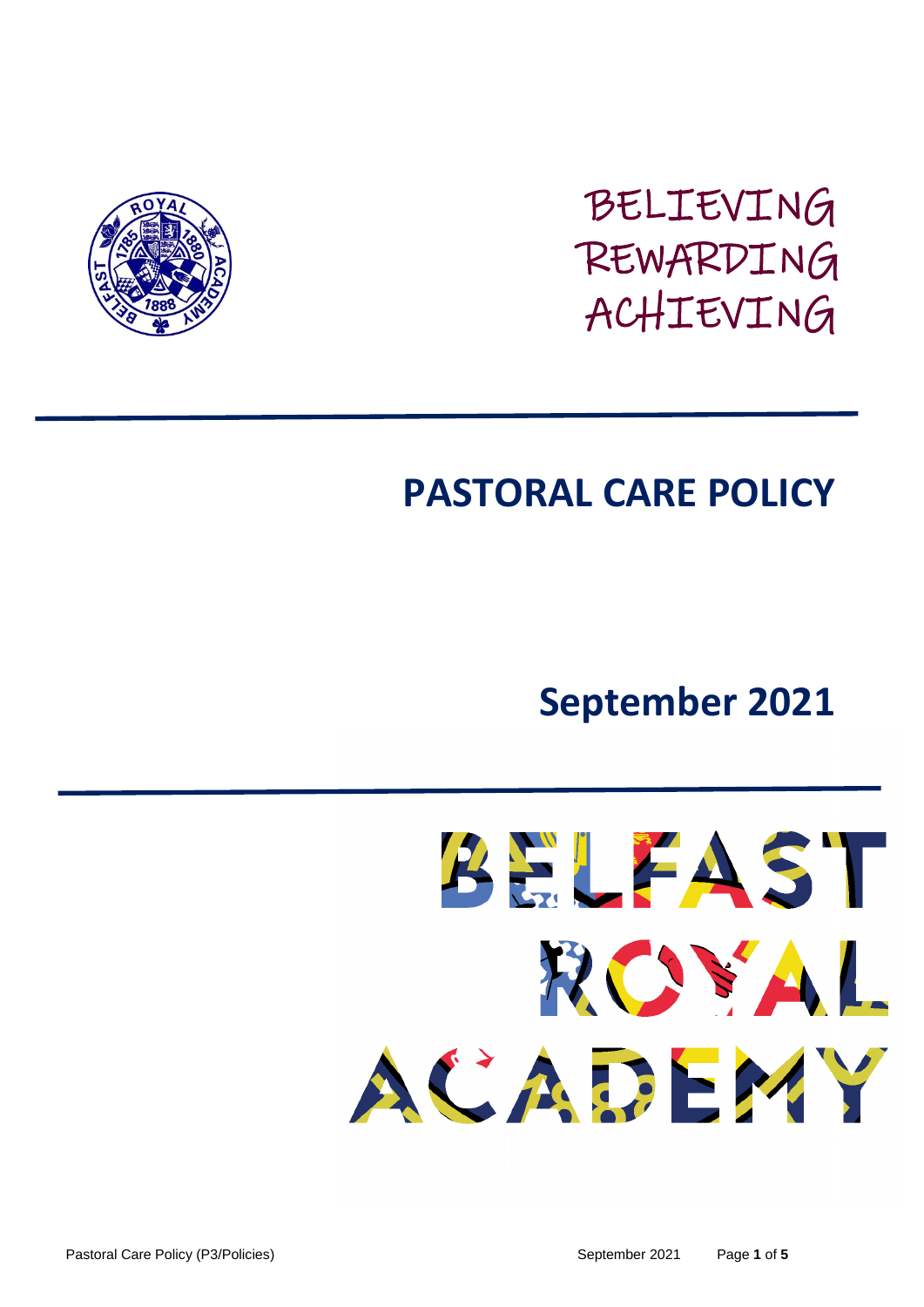BELIEVING
REWARDING
ACHIEVING

# PASTORAL CARE POLICY

## September 2021

BELFAST
ROYAL
ACADEMY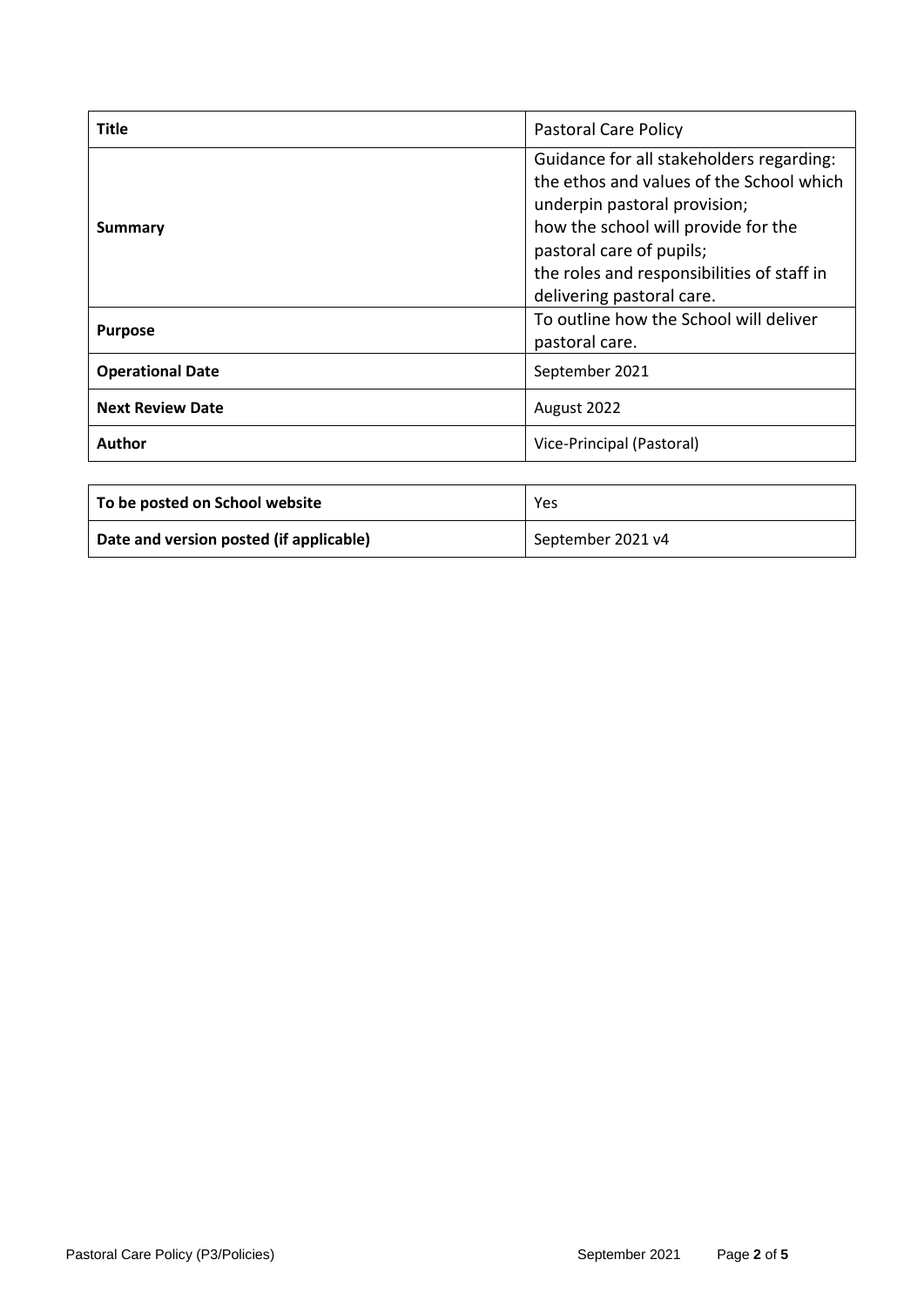| **Title** | Pastoral Care Policy |
|---|---|
| **Summary** | Guidance for all stakeholders regarding: the ethos and values of the School which underpin pastoral provision; how the school will provide for the pastoral care of pupils; the roles and responsibilities of staff in delivering pastoral care. |
| **Purpose** | To outline how the School will deliver pastoral care. |
| **Operational Date** | September 2021 |
| **Next Review Date** | August 2022 |
| **Author** | Vice-Principal (Pastoral) |

| **To be posted on School website** | Yes |
|---|---|
| **Date and version posted (if applicable)** | September 2021 v4 |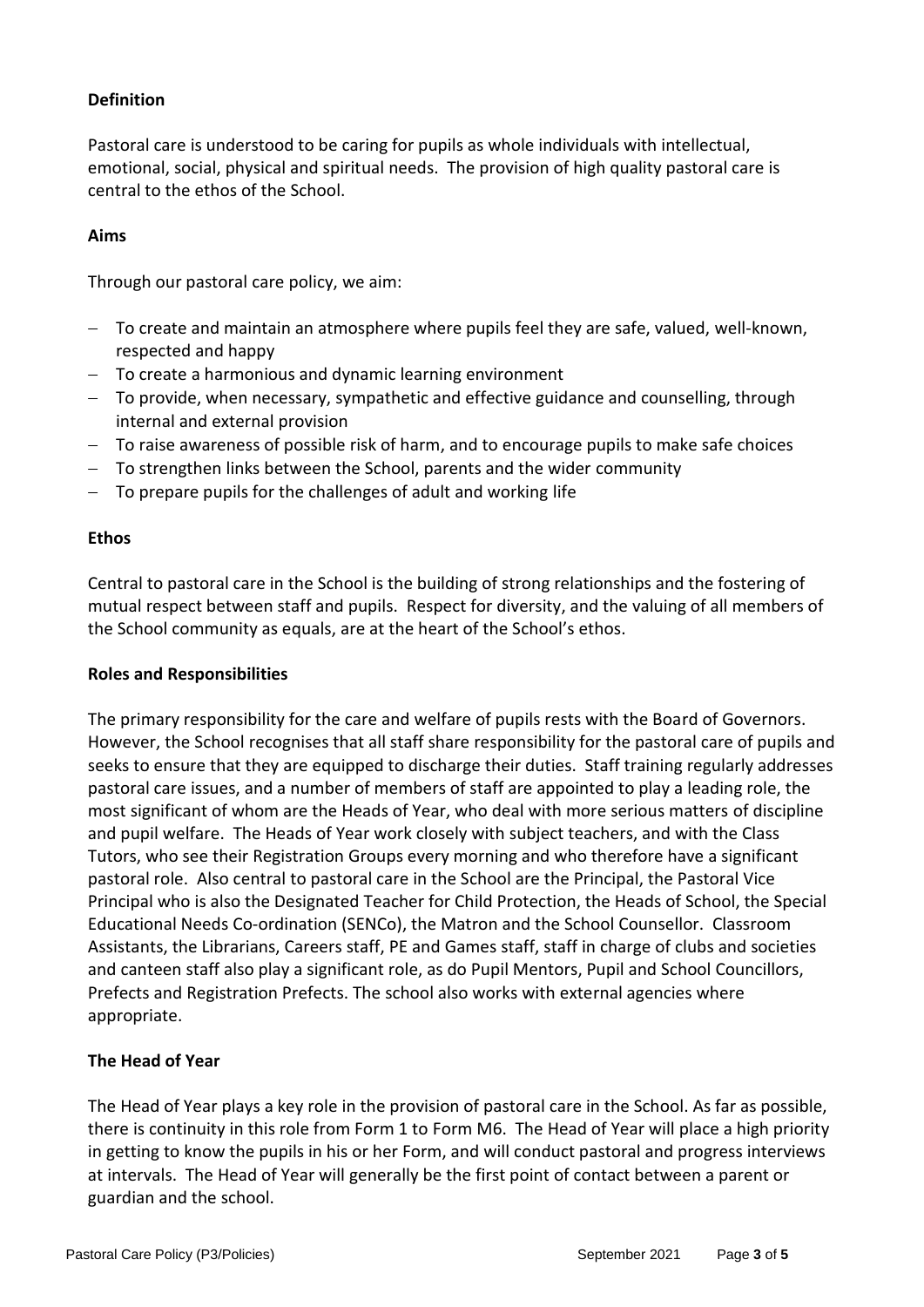**Definition**

Pastoral care is understood to be caring for pupils as whole individuals with intellectual, emotional, social, physical and spiritual needs. The provision of high quality pastoral care is central to the ethos of the School.

**Aims**

Through our pastoral care policy, we aim:

- To create and maintain an atmosphere where pupils feel they are safe, valued, well-known, respected and happy
- To create a harmonious and dynamic learning environment
- To provide, when necessary, sympathetic and effective guidance and counselling, through internal and external provision
- To raise awareness of possible risk of harm, and to encourage pupils to make safe choices
- To strengthen links between the School, parents and the wider community
- To prepare pupils for the challenges of adult and working life

**Ethos**

Central to pastoral care in the School is the building of strong relationships and the fostering of mutual respect between staff and pupils. Respect for diversity, and the valuing of all members of the School community as equals, are at the heart of the School's ethos.

**Roles and Responsibilities**

The primary responsibility for the care and welfare of pupils rests with the Board of Governors. However, the School recognises that all staff share responsibility for the pastoral care of pupils and seeks to ensure that they are equipped to discharge their duties. Staff training regularly addresses pastoral care issues, and a number of members of staff are appointed to play a leading role, the most significant of whom are the Heads of Year, who deal with more serious matters of discipline and pupil welfare. The Heads of Year work closely with subject teachers, and with the Class Tutors, who see their Registration Groups every morning and who therefore have a significant pastoral role. Also central to pastoral care in the School are the Principal, the Pastoral Vice Principal who is also the Designated Teacher for Child Protection, the Heads of School, the Special Educational Needs Co-ordination (SENCo), the Matron and the School Counsellor. Classroom Assistants, the Librarians, Careers staff, PE and Games staff, staff in charge of clubs and societies and canteen staff also play a significant role, as do Pupil Mentors, Pupil and School Councillors, Prefects and Registration Prefects. The school also works with external agencies where appropriate.

**The Head of Year**

The Head of Year plays a key role in the provision of pastoral care in the School. As far as possible, there is continuity in this role from Form 1 to Form M6. The Head of Year will place a high priority in getting to know the pupils in his or her Form, and will conduct pastoral and progress interviews at intervals. The Head of Year will generally be the first point of contact between a parent or guardian and the school.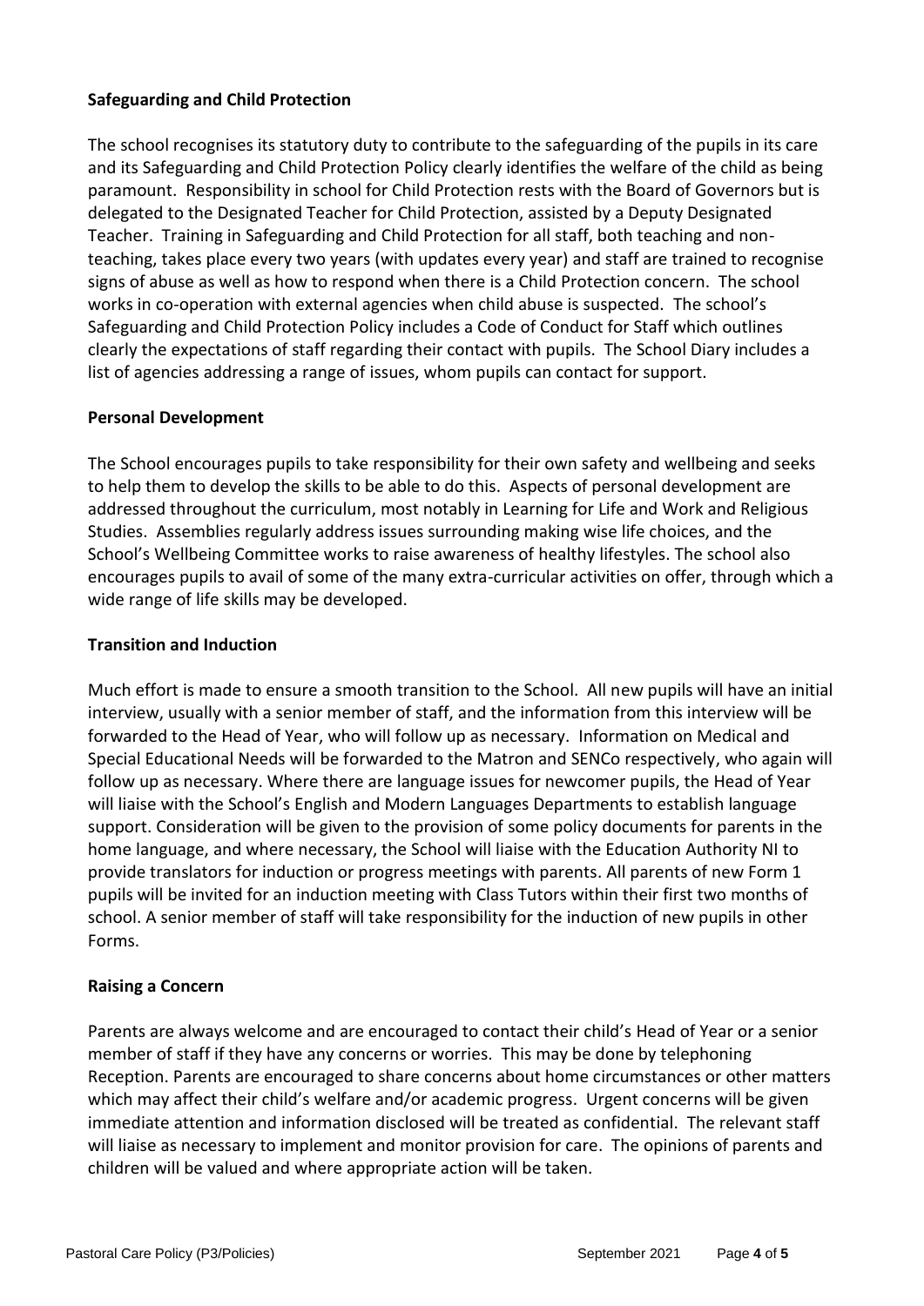**Safeguarding and Child Protection**

The school recognises its statutory duty to contribute to the safeguarding of the pupils in its care and its Safeguarding and Child Protection Policy clearly identifies the welfare of the child as being paramount. Responsibility in school for Child Protection rests with the Board of Governors but is delegated to the Designated Teacher for Child Protection, assisted by a Deputy Designated Teacher. Training in Safeguarding and Child Protection for all staff, both teaching and non-teaching, takes place every two years (with updates every year) and staff are trained to recognise signs of abuse as well as how to respond when there is a Child Protection concern. The school works in co-operation with external agencies when child abuse is suspected. The school's Safeguarding and Child Protection Policy includes a Code of Conduct for Staff which outlines clearly the expectations of staff regarding their contact with pupils. The School Diary includes a list of agencies addressing a range of issues, whom pupils can contact for support.

**Personal Development**

The School encourages pupils to take responsibility for their own safety and wellbeing and seeks to help them to develop the skills to be able to do this. Aspects of personal development are addressed throughout the curriculum, most notably in Learning for Life and Work and Religious Studies. Assemblies regularly address issues surrounding making wise life choices, and the School's Wellbeing Committee works to raise awareness of healthy lifestyles. The school also encourages pupils to avail of some of the many extra-curricular activities on offer, through which a wide range of life skills may be developed.

**Transition and Induction**

Much effort is made to ensure a smooth transition to the School. All new pupils will have an initial interview, usually with a senior member of staff, and the information from this interview will be forwarded to the Head of Year, who will follow up as necessary. Information on Medical and Special Educational Needs will be forwarded to the Matron and SENCo respectively, who again will follow up as necessary. Where there are language issues for newcomer pupils, the Head of Year will liaise with the School's English and Modern Languages Departments to establish language support. Consideration will be given to the provision of some policy documents for parents in the home language, and where necessary, the School will liaise with the Education Authority NI to provide translators for induction or progress meetings with parents. All parents of new Form 1 pupils will be invited for an induction meeting with Class Tutors within their first two months of school. A senior member of staff will take responsibility for the induction of new pupils in other Forms.

**Raising a Concern**

Parents are always welcome and are encouraged to contact their child's Head of Year or a senior member of staff if they have any concerns or worries. This may be done by telephoning Reception. Parents are encouraged to share concerns about home circumstances or other matters which may affect their child's welfare and/or academic progress. Urgent concerns will be given immediate attention and information disclosed will be treated as confidential. The relevant staff will liaise as necessary to implement and monitor provision for care. The opinions of parents and children will be valued and where appropriate action will be taken.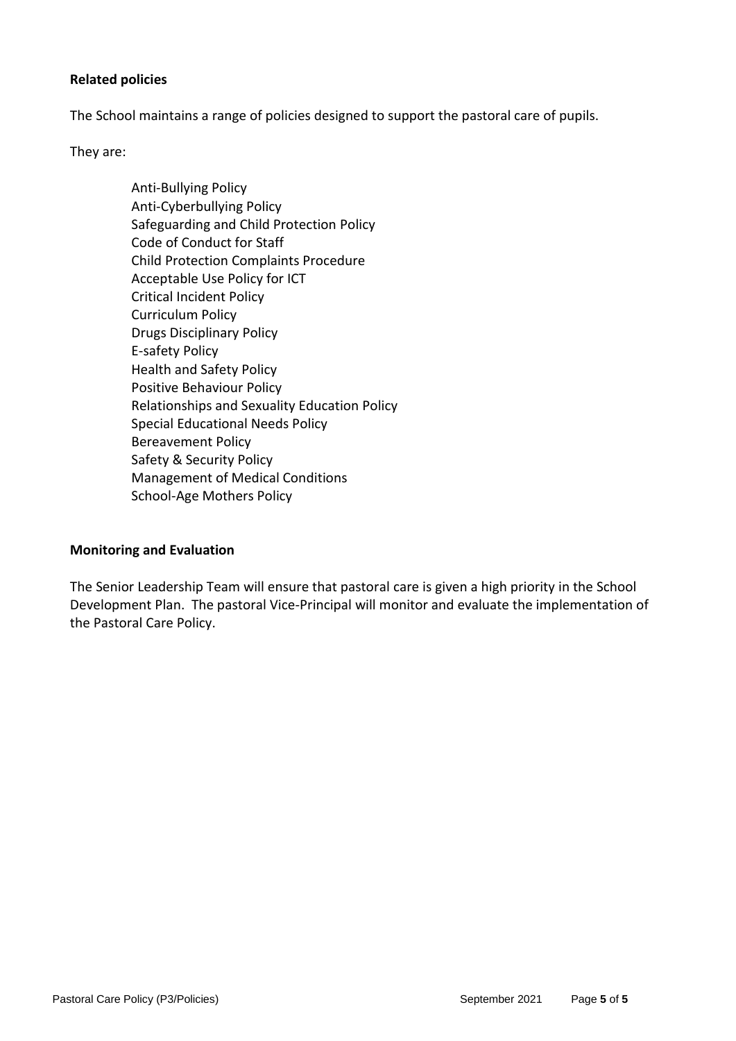**Related policies**

The School maintains a range of policies designed to support the pastoral care of pupils.

They are:

- Anti-Bullying Policy
- Anti-Cyberbullying Policy
- Safeguarding and Child Protection Policy
- Code of Conduct for Staff
- Child Protection Complaints Procedure
- Acceptable Use Policy for ICT
- Critical Incident Policy
- Curriculum Policy
- Drugs Disciplinary Policy
- E-safety Policy
- Health and Safety Policy
- Positive Behaviour Policy
- Relationships and Sexuality Education Policy
- Special Educational Needs Policy
- Bereavement Policy
- Safety & Security Policy
- Management of Medical Conditions
- School-Age Mothers Policy

**Monitoring and Evaluation**

The Senior Leadership Team will ensure that pastoral care is given a high priority in the School Development Plan. The pastoral Vice-Principal will monitor and evaluate the implementation of the Pastoral Care Policy.